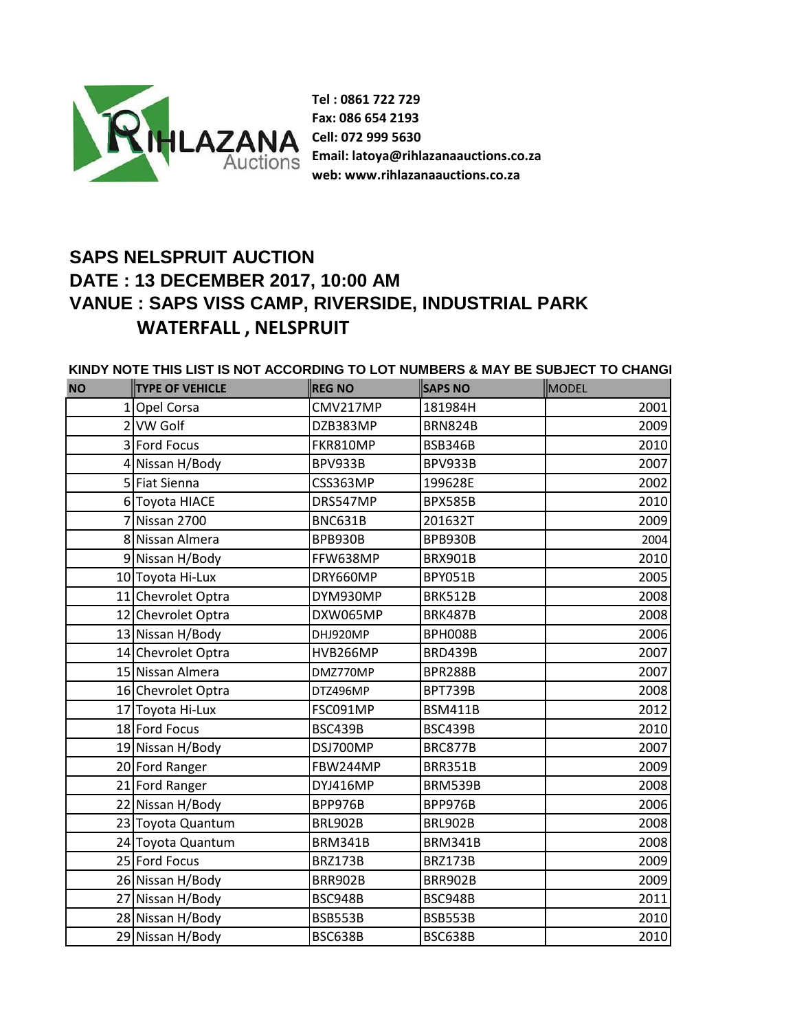RIHLAZANA Auctions

**Tel : 0861 722 729**
**Fax: 086 654 2193**
**Cell: 072 999 5630**
**Email: latoya@rihlazanaauctions.co.za**
**web: www.rihlazanaauctions.co.za**

## SAPS NELSPRUIT AUCTION
## DATE : 13 DECEMBER 2017, 10:00 AM
## VANUE : SAPS VISS CAMP, RIVERSIDE, INDUSTRIAL PARK WATERFALL , NELSPRUIT

**KINDY NOTE THIS LIST IS NOT ACCORDING TO LOT NUMBERS & MAY BE SUBJECT TO CHANGI**

| NO | TYPE OF VEHICLE | REG NO | SAPS NO | MODEL |
|---|---|---|---|---|
| 1 | Opel Corsa | CMV217MP | 181984H | 2001 |
| 2 | VW Golf | DZB383MP | BRN824B | 2009 |
| 3 | Ford Focus | FKR810MP | BSB346B | 2010 |
| 4 | Nissan H/Body | BPV933B | BPV933B | 2007 |
| 5 | Fiat Sienna | CSS363MP | 199628E | 2002 |
| 6 | Toyota HIACE | DRS547MP | BPX585B | 2010 |
| 7 | Nissan 2700 | BNC631B | 201632T | 2009 |
| 8 | Nissan Almera | BPB930B | BPB930B | 2004 |
| 9 | Nissan H/Body | FFW638MP | BRX901B | 2010 |
| 10 | Toyota Hi-Lux | DRY660MP | BPY051B | 2005 |
| 11 | Chevrolet Optra | DYM930MP | BRK512B | 2008 |
| 12 | Chevrolet Optra | DXW065MP | BRK487B | 2008 |
| 13 | Nissan H/Body | DHJ920MP | BPH008B | 2006 |
| 14 | Chevrolet Optra | HVB266MP | BRD439B | 2007 |
| 15 | Nissan Almera | DMZ770MP | BPR288B | 2007 |
| 16 | Chevrolet Optra | DTZ496MP | BPT739B | 2008 |
| 17 | Toyota Hi-Lux | FSC091MP | BSM411B | 2012 |
| 18 | Ford Focus | BSC439B | BSC439B | 2010 |
| 19 | Nissan H/Body | DSJ700MP | BRC877B | 2007 |
| 20 | Ford Ranger | FBW244MP | BRR351B | 2009 |
| 21 | Ford Ranger | DYJ416MP | BRM539B | 2008 |
| 22 | Nissan H/Body | BPP976B | BPP976B | 2006 |
| 23 | Toyota Quantum | BRL902B | BRL902B | 2008 |
| 24 | Toyota Quantum | BRM341B | BRM341B | 2008 |
| 25 | Ford Focus | BRZ173B | BRZ173B | 2009 |
| 26 | Nissan H/Body | BRR902B | BRR902B | 2009 |
| 27 | Nissan H/Body | BSC948B | BSC948B | 2011 |
| 28 | Nissan H/Body | BSB553B | BSB553B | 2010 |
| 29 | Nissan H/Body | BSC638B | BSC638B | 2010 |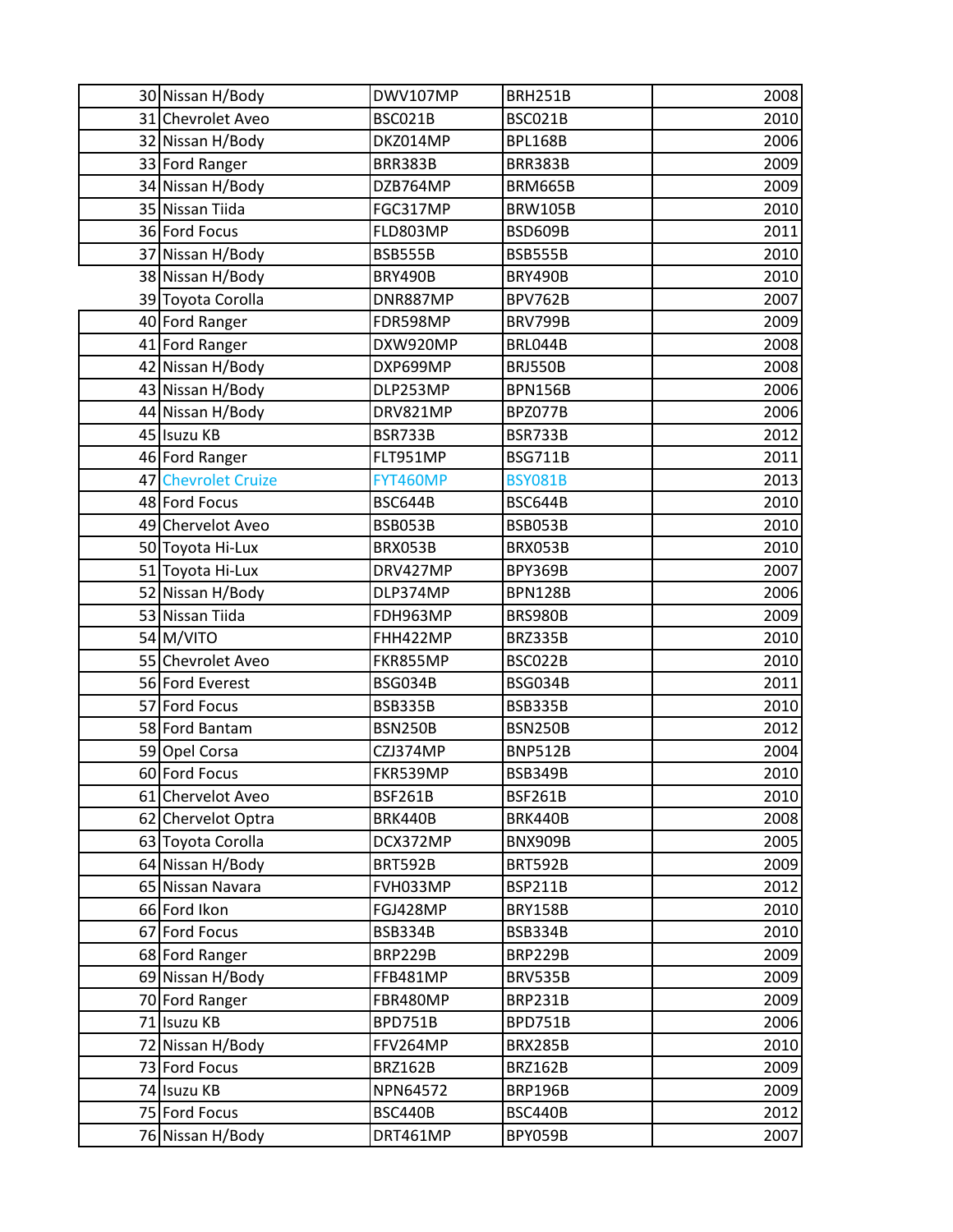| | | | | |
|---|---|---|---|---|
| 30 | Nissan H/Body | DWV107MP | BRH251B | 2008 |
| 31 | Chevrolet Aveo | BSC021B | BSC021B | 2010 |
| 32 | Nissan H/Body | DKZ014MP | BPL168B | 2006 |
| 33 | Ford Ranger | BRR383B | BRR383B | 2009 |
| 34 | Nissan H/Body | DZB764MP | BRM665B | 2009 |
| 35 | Nissan Tiida | FGC317MP | BRW105B | 2010 |
| 36 | Ford Focus | FLD803MP | BSD609B | 2011 |
| 37 | Nissan H/Body | BSB555B | BSB555B | 2010 |
| 38 | Nissan H/Body | BRY490B | BRY490B | 2010 |
| 39 | Toyota Corolla | DNR887MP | BPV762B | 2007 |
| 40 | Ford Ranger | FDR598MP | BRV799B | 2009 |
| 41 | Ford Ranger | DXW920MP | BRL044B | 2008 |
| 42 | Nissan H/Body | DXP699MP | BRJ550B | 2008 |
| 43 | Nissan H/Body | DLP253MP | BPN156B | 2006 |
| 44 | Nissan H/Body | DRV821MP | BPZ077B | 2006 |
| 45 | Isuzu KB | BSR733B | BSR733B | 2012 |
| 46 | Ford Ranger | FLT951MP | BSG711B | 2011 |
| 47 | Chevrolet Cruize | FYT460MP | BSY081B | 2013 |
| 48 | Ford Focus | BSC644B | BSC644B | 2010 |
| 49 | Chervelot Aveo | BSB053B | BSB053B | 2010 |
| 50 | Toyota Hi-Lux | BRX053B | BRX053B | 2010 |
| 51 | Toyota Hi-Lux | DRV427MP | BPY369B | 2007 |
| 52 | Nissan H/Body | DLP374MP | BPN128B | 2006 |
| 53 | Nissan Tiida | FDH963MP | BRS980B | 2009 |
| 54 | M/VITO | FHH422MP | BRZ335B | 2010 |
| 55 | Chevrolet Aveo | FKR855MP | BSC022B | 2010 |
| 56 | Ford Everest | BSG034B | BSG034B | 2011 |
| 57 | Ford Focus | BSB335B | BSB335B | 2010 |
| 58 | Ford Bantam | BSN250B | BSN250B | 2012 |
| 59 | Opel Corsa | CZJ374MP | BNP512B | 2004 |
| 60 | Ford Focus | FKR539MP | BSB349B | 2010 |
| 61 | Chervelot Aveo | BSF261B | BSF261B | 2010 |
| 62 | Chervelot Optra | BRK440B | BRK440B | 2008 |
| 63 | Toyota Corolla | DCX372MP | BNX909B | 2005 |
| 64 | Nissan H/Body | BRT592B | BRT592B | 2009 |
| 65 | Nissan Navara | FVH033MP | BSP211B | 2012 |
| 66 | Ford Ikon | FGJ428MP | BRY158B | 2010 |
| 67 | Ford Focus | BSB334B | BSB334B | 2010 |
| 68 | Ford Ranger | BRP229B | BRP229B | 2009 |
| 69 | Nissan H/Body | FFB481MP | BRV535B | 2009 |
| 70 | Ford Ranger | FBR480MP | BRP231B | 2009 |
| 71 | Isuzu KB | BPD751B | BPD751B | 2006 |
| 72 | Nissan H/Body | FFV264MP | BRX285B | 2010 |
| 73 | Ford Focus | BRZ162B | BRZ162B | 2009 |
| 74 | Isuzu KB | NPN64572 | BRP196B | 2009 |
| 75 | Ford Focus | BSC440B | BSC440B | 2012 |
| 76 | Nissan H/Body | DRT461MP | BPY059B | 2007 |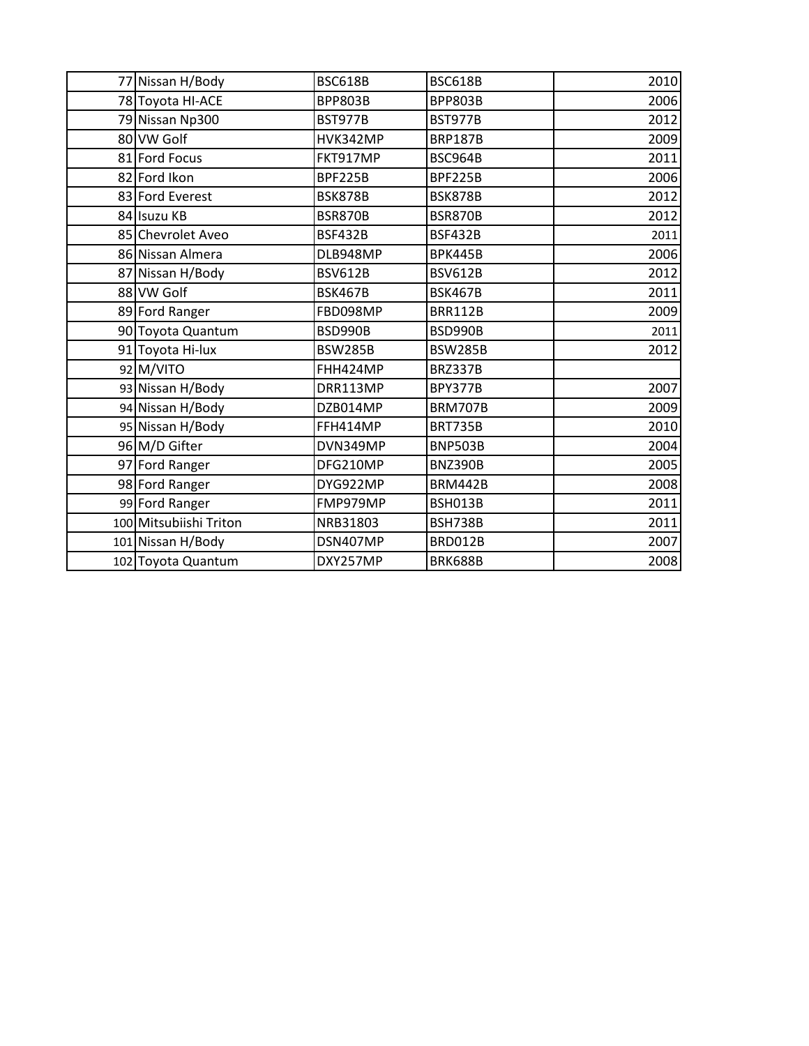| | | | | |
|---|---|---|---|---|
| 77 | Nissan H/Body | BSC618B | BSC618B | 2010 |
| 78 | Toyota HI-ACE | BPP803B | BPP803B | 2006 |
| 79 | Nissan Np300 | BST977B | BST977B | 2012 |
| 80 | VW Golf | HVK342MP | BRP187B | 2009 |
| 81 | Ford Focus | FKT917MP | BSC964B | 2011 |
| 82 | Ford Ikon | BPF225B | BPF225B | 2006 |
| 83 | Ford Everest | BSK878B | BSK878B | 2012 |
| 84 | Isuzu KB | BSR870B | BSR870B | 2012 |
| 85 | Chevrolet Aveo | BSF432B | BSF432B | 2011 |
| 86 | Nissan Almera | DLB948MP | BPK445B | 2006 |
| 87 | Nissan H/Body | BSV612B | BSV612B | 2012 |
| 88 | VW Golf | BSK467B | BSK467B | 2011 |
| 89 | Ford Ranger | FBD098MP | BRR112B | 2009 |
| 90 | Toyota Quantum | BSD990B | BSD990B | 2011 |
| 91 | Toyota Hi-lux | BSW285B | BSW285B | 2012 |
| 92 | M/VITO | FHH424MP | BRZ337B | |
| 93 | Nissan H/Body | DRR113MP | BPY377B | 2007 |
| 94 | Nissan H/Body | DZB014MP | BRM707B | 2009 |
| 95 | Nissan H/Body | FFH414MP | BRT735B | 2010 |
| 96 | M/D Gifter | DVN349MP | BNP503B | 2004 |
| 97 | Ford Ranger | DFG210MP | BNZ390B | 2005 |
| 98 | Ford Ranger | DYG922MP | BRM442B | 2008 |
| 99 | Ford Ranger | FMP979MP | BSH013B | 2011 |
| 100 | Mitsubiishi Triton | NRB31803 | BSH738B | 2011 |
| 101 | Nissan H/Body | DSN407MP | BRD012B | 2007 |
| 102 | Toyota Quantum | DXY257MP | BRK688B | 2008 |